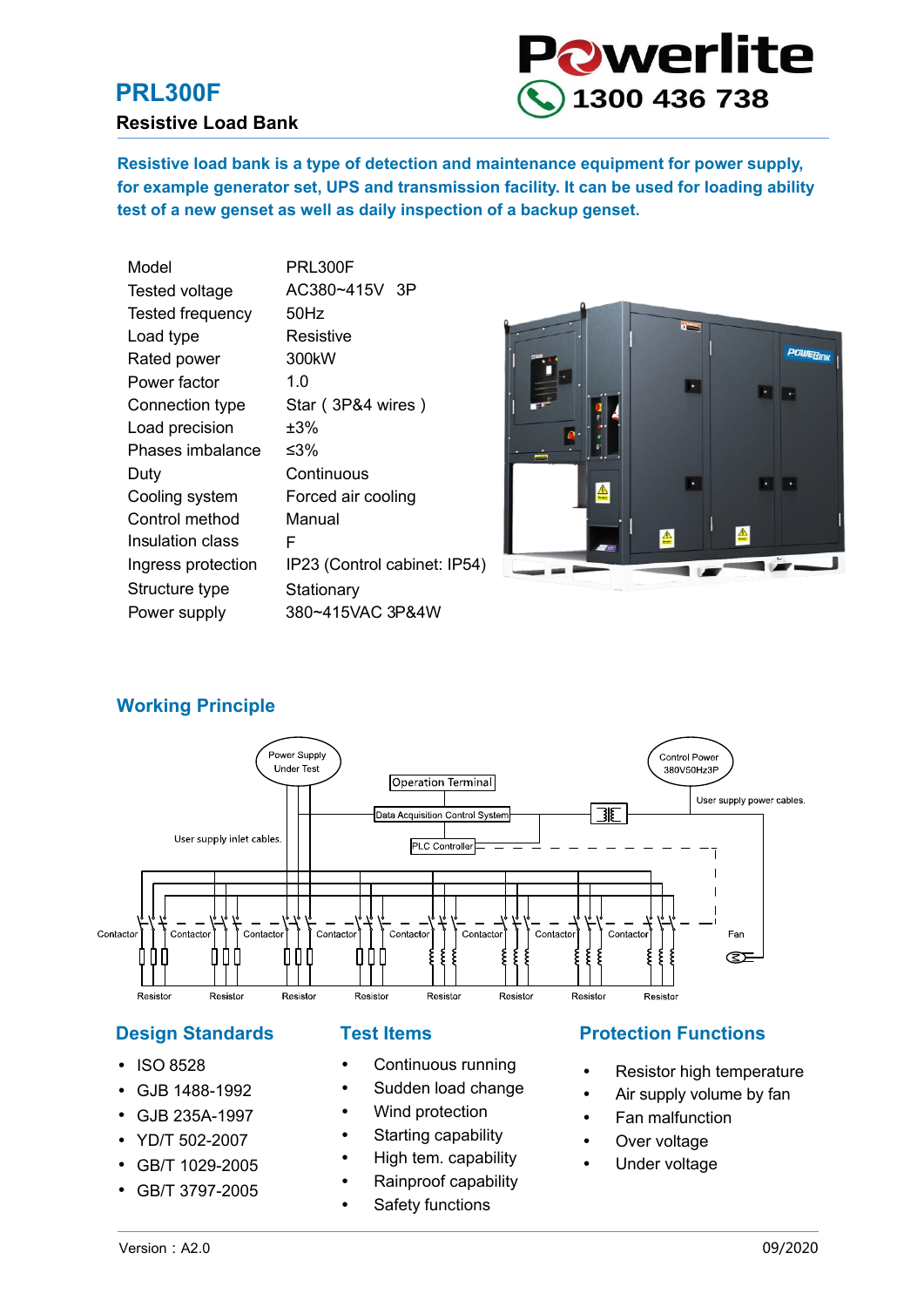Powerlite 1300 436 738

# PRL300F

## Resistive Load Bank

**Resistive load bank is a type of detection and maintenance equipment for power supply, for example generator set, UPS and transmission facility. It can be used for loading ability test of a new genset as well as daily inspection of a backup genset.**

| | |
|---|---|
| Model | PRL300F |
| Tested voltage | AC380~415V 3P |
| Tested frequency | 50Hz |
| Load type | Resistive |
| Rated power | 300kW |
| Power factor | 1.0 |
| Connection type | Star ( 3P&4 wires ) |
| Load precision | ±3% |
| Phases imbalance | ≤3% |
| Duty | Continuous |
| Cooling system | Forced air cooling |
| Control method | Manual |
| Insulation class | F |
| Ingress protection | IP23 (Control cabinet: IP54) |
| Structure type | Stationary |
| Power supply | 380~415VAC 3P&4W |

## Working Principle

Power Supply Under Test

Control Power 380V50Hz3P

Operation Terminal

Data Acquisition Control System

PLC Controller

User supply inlet cables.

User supply power cables.

Contactor | Contactor | Contactor | Contactor | Contactor | Contactor | Contactor | Contactor | Fan

Resistor | Resistor | Resistor | Resistor | Resistor | Resistor | Resistor | Resistor

## Design Standards

- ISO 8528
- GJB 1488-1992
- GJB 235A-1997
- YD/T 502-2007
- GB/T 1029-2005
- GB/T 3797-2005

## Test Items

- Continuous running
- Sudden load change
- Wind protection
- Starting capability
- High tem. capability
- Rainproof capability
- Safety functions

## Protection Functions

- Resistor high temperature
- Air supply volume by fan
- Fan malfunction
- Over voltage
- Under voltage

Version：A2.0 09/2020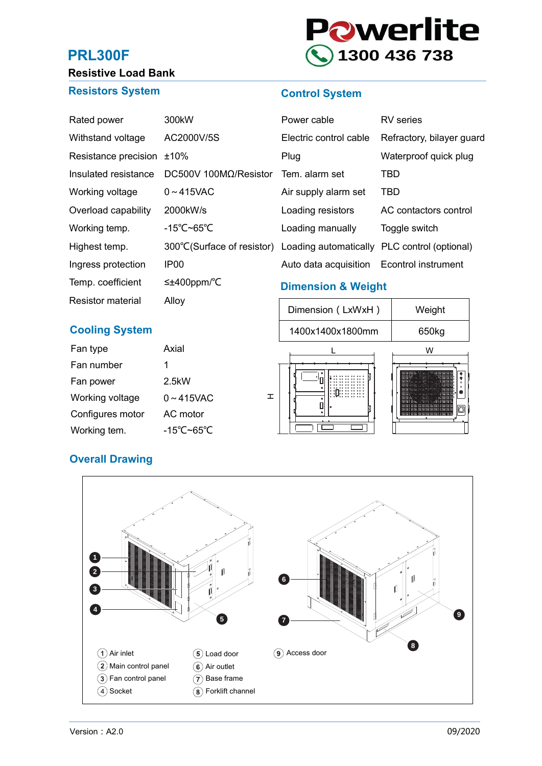# PRL300F

**Resistive Load Bank**

Powerlite
1300 436 738

## Resistors System

| | |
|---|---|
| Rated power | 300kW |
| Withstand voltage | AC2000V/5S |
| Resistance precision | ±10% |
| Insulated resistance | DC500V 100MΩ/Resistor |
| Working voltage | 0～415VAC |
| Overload capability | 2000kW/s |
| Working temp. | -15℃~65℃ |
| Highest temp. | 300℃(Surface of resistor) |
| Ingress protection | IP00 |
| Temp. coefficient | ≤±400ppm/℃ |
| Resistor material | Alloy |

## Control System

| | |
|---|---|
| Power cable | RV series |
| Electric control cable | Refractory, bilayer guard |
| Plug | Waterproof quick plug |
| Tem. alarm set | TBD |
| Air supply alarm set | TBD |
| Loading resistors | AC contactors control |
| Loading manually | Toggle switch |
| Loading automatically | PLC control (optional) |
| Auto data acquisition | Econtrol instrument |

## Dimension & Weight

| Dimension ( LxWxH ) | Weight |
|---|---|
| 1400x1400x1800mm | 650kg |

## Cooling System

| | |
|---|---|
| Fan type | Axial |
| Fan number | 1 |
| Fan power | 2.5kW |
| Working voltage | 0～415VAC |
| Configures motor | AC motor |
| Working tem. | -15℃~65℃ |

## Overall Drawing

1. Air inlet
2. Main control panel
3. Fan control panel
4. Socket
5. Load door
6. Air outlet
7. Base frame
8. Forklift channel
9. Access door

Version：A2.0 09/2020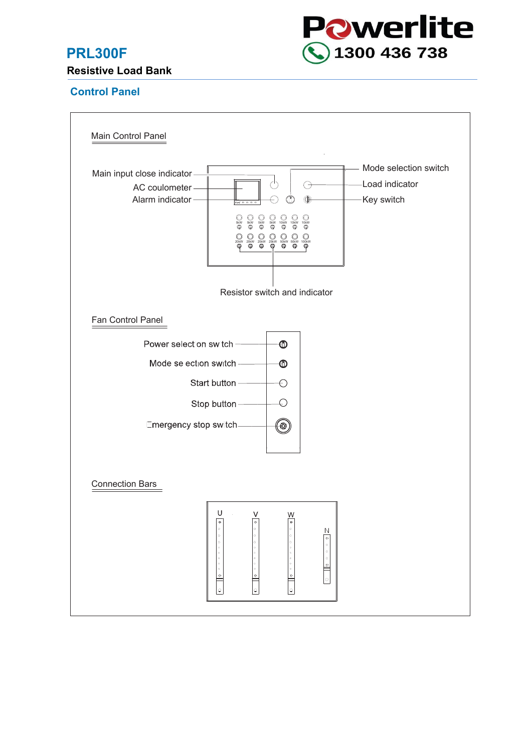# PRL300F

**Resistive Load Bank**

## Control Panel

### Main Control Panel

Main input close indicator

AC coulometer

Alarm indicator

Mode selection switch

Load indicator

Key switch

5kW 5kW 5kW 5kW 10kW 10kW 10kW

20kW 20kW 25kW 25kW 50kW 50kW 100kW

Resistor switch and indicator

### Fan Control Panel

Power select on sw tch

Mode se ection switch

Start button

Stop button

Emergency stop sw tch

### Connection Bars

U

V

W

N